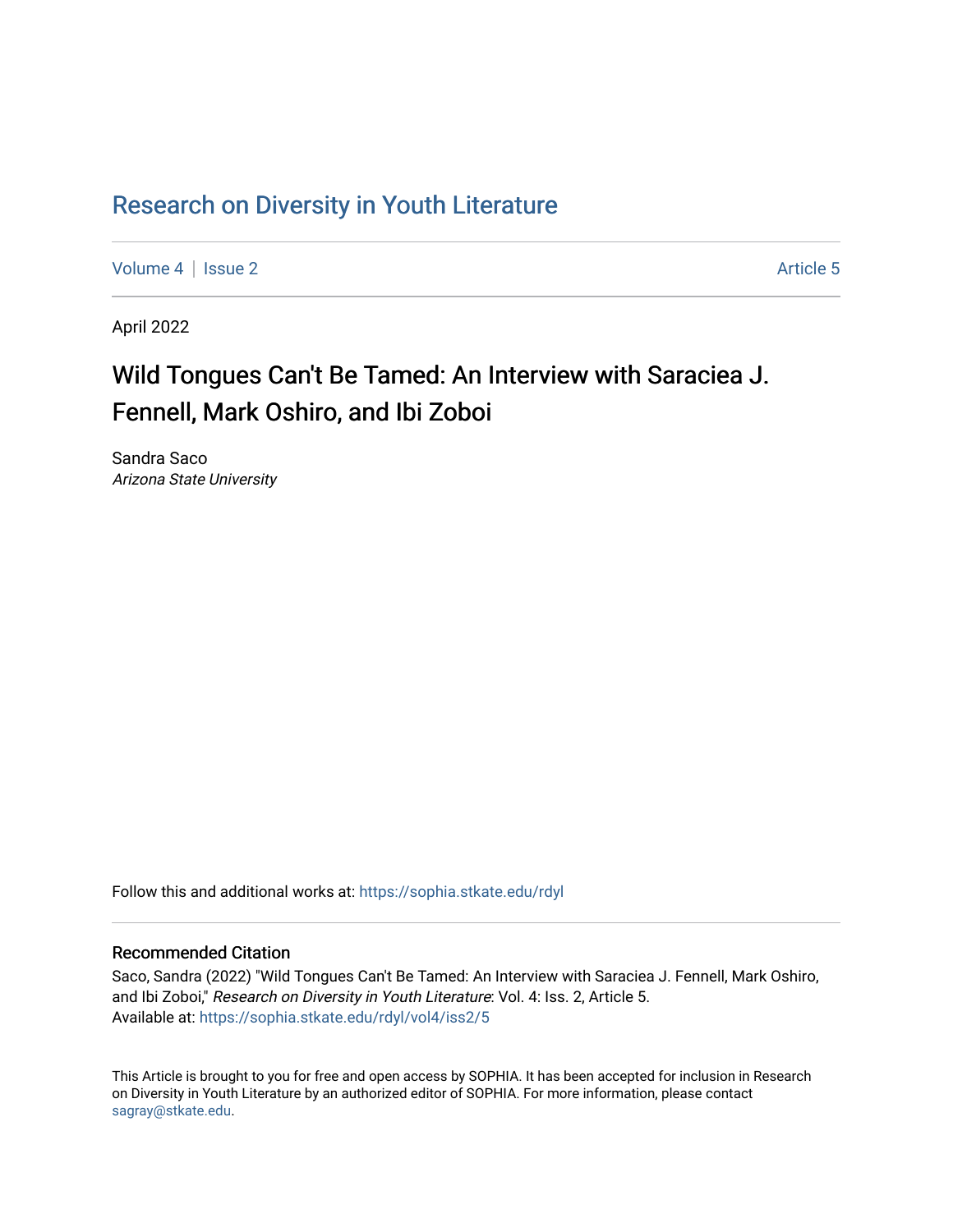Research on Diversity in Youth Literature

Volume 4 | Issue 2 Article 5

April 2022

# Wild Tongues Can't Be Tamed: An Interview with Saraciea J. Fennell, Mark Oshiro, and Ibi Zoboi

Sandra Saco
*Arizona State University*

Follow this and additional works at: https://sophia.stkate.edu/rdyl

## Recommended Citation

Saco, Sandra (2022) "Wild Tongues Can't Be Tamed: An Interview with Saraciea J. Fennell, Mark Oshiro, and Ibi Zoboi," *Research on Diversity in Youth Literature*: Vol. 4: Iss. 2, Article 5.
Available at: https://sophia.stkate.edu/rdyl/vol4/iss2/5

This Article is brought to you for free and open access by SOPHIA. It has been accepted for inclusion in Research on Diversity in Youth Literature by an authorized editor of SOPHIA. For more information, please contact sagray@stkate.edu.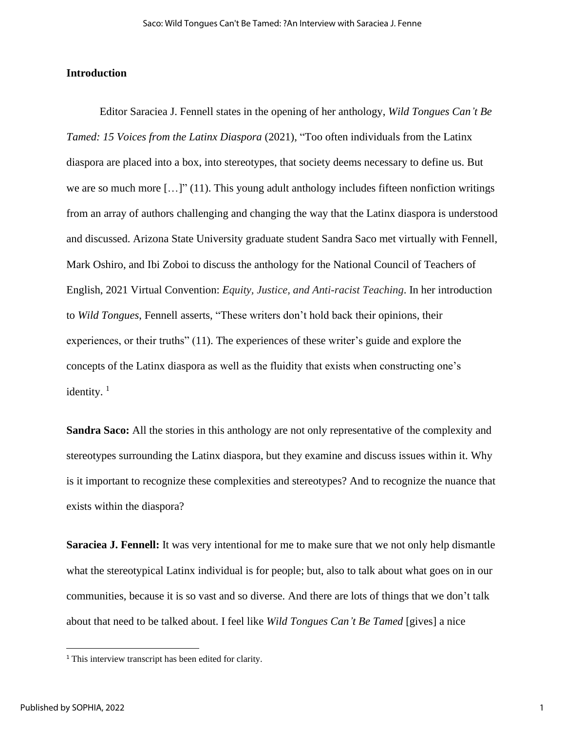## Introduction

Editor Saraciea J. Fennell states in the opening of her anthology, *Wild Tongues Can't Be Tamed: 15 Voices from the Latinx Diaspora* (2021), "Too often individuals from the Latinx diaspora are placed into a box, into stereotypes, that society deems necessary to define us. But we are so much more […]" (11). This young adult anthology includes fifteen nonfiction writings from an array of authors challenging and changing the way that the Latinx diaspora is understood and discussed. Arizona State University graduate student Sandra Saco met virtually with Fennell, Mark Oshiro, and Ibi Zoboi to discuss the anthology for the National Council of Teachers of English, 2021 Virtual Convention: *Equity, Justice, and Anti-racist Teaching*. In her introduction to *Wild Tongues*, Fennell asserts, "These writers don't hold back their opinions, their experiences, or their truths" (11). The experiences of these writer's guide and explore the concepts of the Latinx diaspora as well as the fluidity that exists when constructing one's identity. [1]

**Sandra Saco:** All the stories in this anthology are not only representative of the complexity and stereotypes surrounding the Latinx diaspora, but they examine and discuss issues within it. Why is it important to recognize these complexities and stereotypes? And to recognize the nuance that exists within the diaspora?

**Saraciea J. Fennell:** It was very intentional for me to make sure that we not only help dismantle what the stereotypical Latinx individual is for people; but, also to talk about what goes on in our communities, because it is so vast and so diverse. And there are lots of things that we don't talk about that need to be talked about. I feel like *Wild Tongues Can't Be Tamed* [gives] a nice

[1] This interview transcript has been edited for clarity.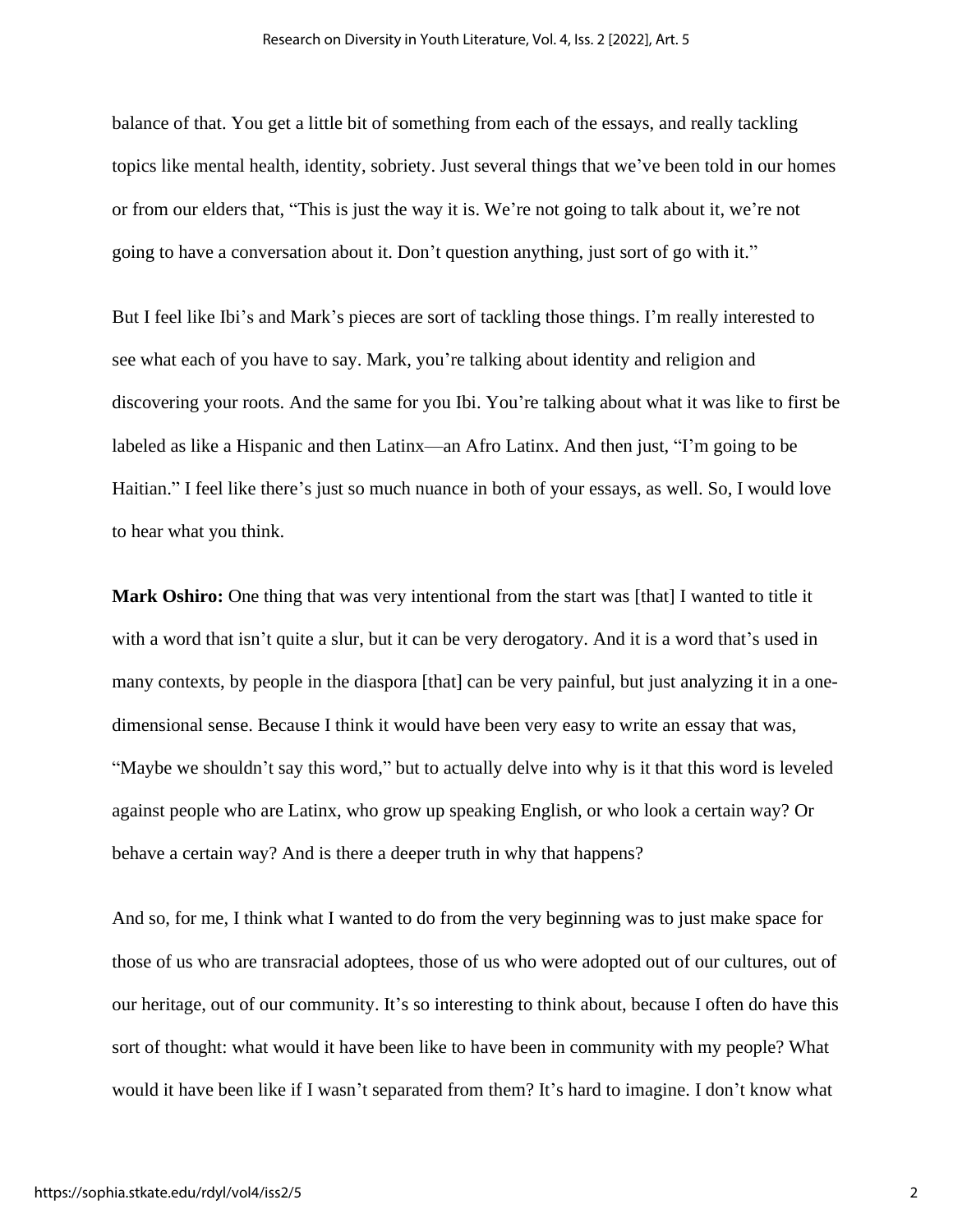balance of that. You get a little bit of something from each of the essays, and really tackling topics like mental health, identity, sobriety. Just several things that we've been told in our homes or from our elders that, "This is just the way it is. We're not going to talk about it, we're not going to have a conversation about it. Don't question anything, just sort of go with it."

But I feel like Ibi's and Mark's pieces are sort of tackling those things. I'm really interested to see what each of you have to say. Mark, you're talking about identity and religion and discovering your roots. And the same for you Ibi. You're talking about what it was like to first be labeled as like a Hispanic and then Latinx—an Afro Latinx. And then just, "I'm going to be Haitian." I feel like there's just so much nuance in both of your essays, as well. So, I would love to hear what you think.

**Mark Oshiro:** One thing that was very intentional from the start was [that] I wanted to title it with a word that isn't quite a slur, but it can be very derogatory. And it is a word that's used in many contexts, by people in the diaspora [that] can be very painful, but just analyzing it in a one-dimensional sense. Because I think it would have been very easy to write an essay that was, "Maybe we shouldn't say this word," but to actually delve into why is it that this word is leveled against people who are Latinx, who grow up speaking English, or who look a certain way? Or behave a certain way? And is there a deeper truth in why that happens?

And so, for me, I think what I wanted to do from the very beginning was to just make space for those of us who are transracial adoptees, those of us who were adopted out of our cultures, out of our heritage, out of our community. It's so interesting to think about, because I often do have this sort of thought: what would it have been like to have been in community with my people? What would it have been like if I wasn't separated from them? It's hard to imagine. I don't know what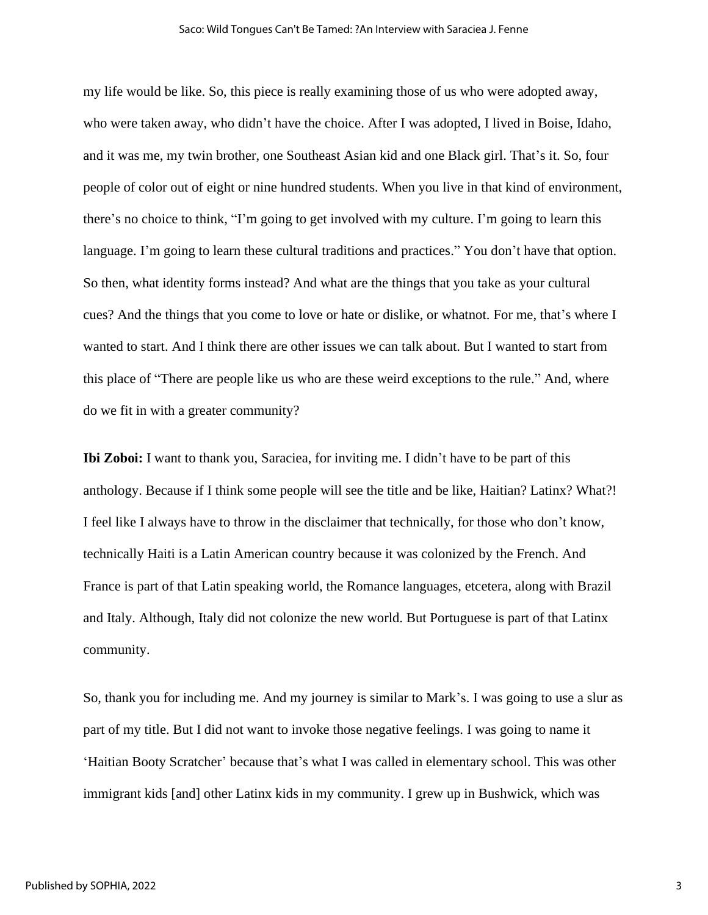my life would be like. So, this piece is really examining those of us who were adopted away, who were taken away, who didn't have the choice. After I was adopted, I lived in Boise, Idaho, and it was me, my twin brother, one Southeast Asian kid and one Black girl. That's it. So, four people of color out of eight or nine hundred students. When you live in that kind of environment, there's no choice to think, "I'm going to get involved with my culture. I'm going to learn this language. I'm going to learn these cultural traditions and practices." You don't have that option. So then, what identity forms instead? And what are the things that you take as your cultural cues? And the things that you come to love or hate or dislike, or whatnot. For me, that's where I wanted to start. And I think there are other issues we can talk about. But I wanted to start from this place of "There are people like us who are these weird exceptions to the rule." And, where do we fit in with a greater community?

**Ibi Zoboi:** I want to thank you, Saraciea, for inviting me. I didn't have to be part of this anthology. Because if I think some people will see the title and be like, Haitian? Latinx? What?! I feel like I always have to throw in the disclaimer that technically, for those who don't know, technically Haiti is a Latin American country because it was colonized by the French. And France is part of that Latin speaking world, the Romance languages, etcetera, along with Brazil and Italy. Although, Italy did not colonize the new world. But Portuguese is part of that Latinx community.

So, thank you for including me. And my journey is similar to Mark's. I was going to use a slur as part of my title. But I did not want to invoke those negative feelings. I was going to name it 'Haitian Booty Scratcher' because that's what I was called in elementary school. This was other immigrant kids [and] other Latinx kids in my community. I grew up in Bushwick, which was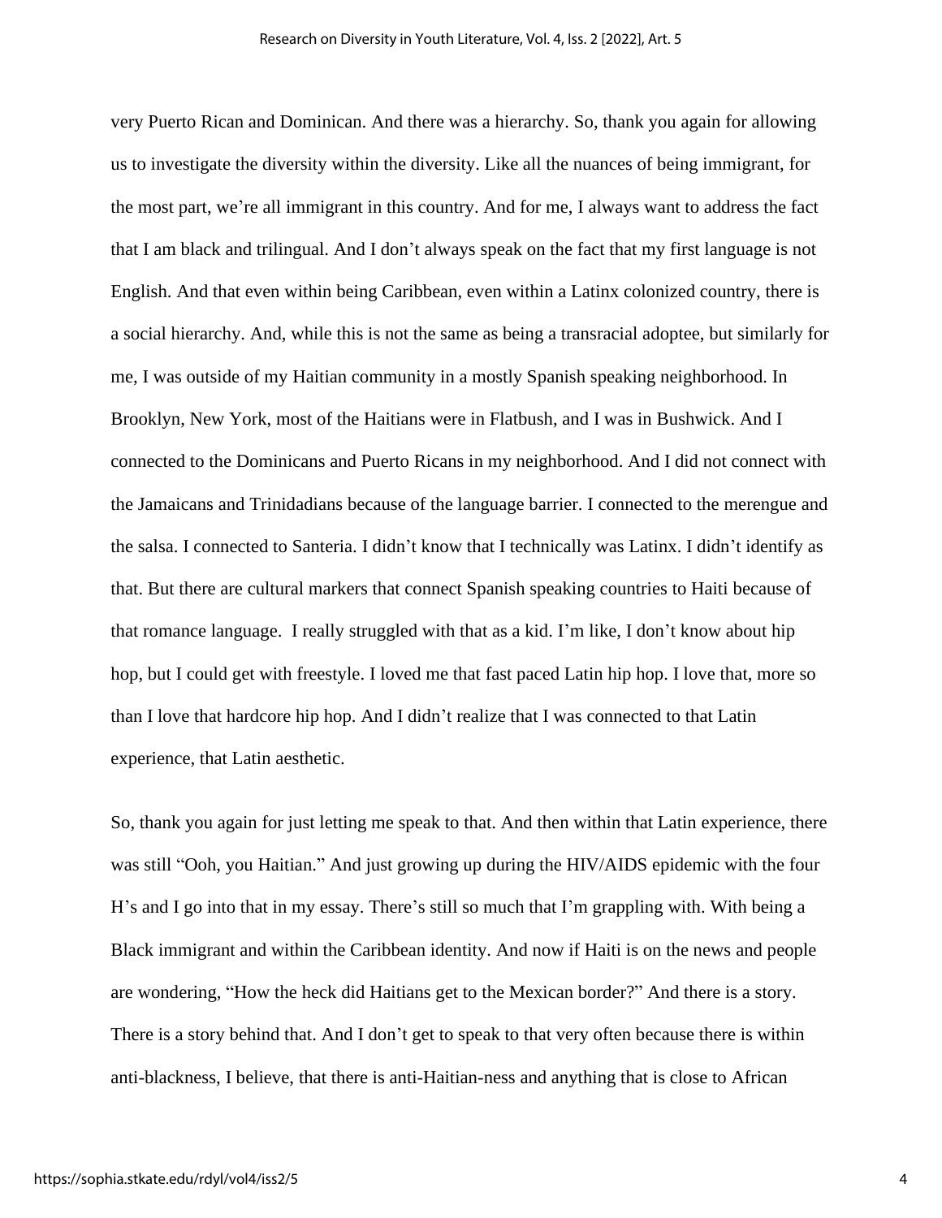very Puerto Rican and Dominican. And there was a hierarchy. So, thank you again for allowing us to investigate the diversity within the diversity. Like all the nuances of being immigrant, for the most part, we're all immigrant in this country. And for me, I always want to address the fact that I am black and trilingual. And I don't always speak on the fact that my first language is not English. And that even within being Caribbean, even within a Latinx colonized country, there is a social hierarchy. And, while this is not the same as being a transracial adoptee, but similarly for me, I was outside of my Haitian community in a mostly Spanish speaking neighborhood. In Brooklyn, New York, most of the Haitians were in Flatbush, and I was in Bushwick. And I connected to the Dominicans and Puerto Ricans in my neighborhood. And I did not connect with the Jamaicans and Trinidadians because of the language barrier. I connected to the merengue and the salsa. I connected to Santeria. I didn't know that I technically was Latinx. I didn't identify as that. But there are cultural markers that connect Spanish speaking countries to Haiti because of that romance language. I really struggled with that as a kid. I'm like, I don't know about hip hop, but I could get with freestyle. I loved me that fast paced Latin hip hop. I love that, more so than I love that hardcore hip hop. And I didn't realize that I was connected to that Latin experience, that Latin aesthetic.

So, thank you again for just letting me speak to that. And then within that Latin experience, there was still "Ooh, you Haitian." And just growing up during the HIV/AIDS epidemic with the four H's and I go into that in my essay. There's still so much that I'm grappling with. With being a Black immigrant and within the Caribbean identity. And now if Haiti is on the news and people are wondering, "How the heck did Haitians get to the Mexican border?" And there is a story. There is a story behind that. And I don't get to speak to that very often because there is within anti-blackness, I believe, that there is anti-Haitian-ness and anything that is close to African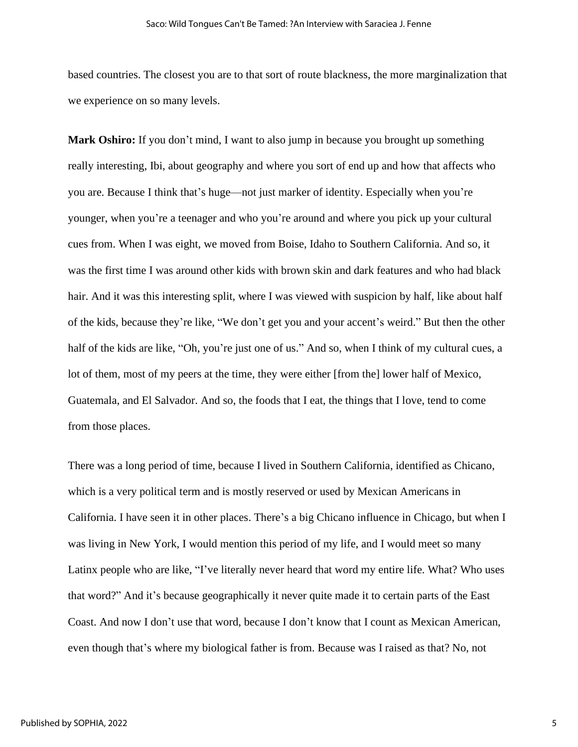based countries. The closest you are to that sort of route blackness, the more marginalization that we experience on so many levels.

**Mark Oshiro:** If you don't mind, I want to also jump in because you brought up something really interesting, Ibi, about geography and where you sort of end up and how that affects who you are. Because I think that's huge—not just marker of identity. Especially when you're younger, when you're a teenager and who you're around and where you pick up your cultural cues from. When I was eight, we moved from Boise, Idaho to Southern California. And so, it was the first time I was around other kids with brown skin and dark features and who had black hair. And it was this interesting split, where I was viewed with suspicion by half, like about half of the kids, because they're like, "We don't get you and your accent's weird." But then the other half of the kids are like, "Oh, you're just one of us." And so, when I think of my cultural cues, a lot of them, most of my peers at the time, they were either [from the] lower half of Mexico, Guatemala, and El Salvador. And so, the foods that I eat, the things that I love, tend to come from those places.

There was a long period of time, because I lived in Southern California, identified as Chicano, which is a very political term and is mostly reserved or used by Mexican Americans in California. I have seen it in other places. There's a big Chicano influence in Chicago, but when I was living in New York, I would mention this period of my life, and I would meet so many Latinx people who are like, "I've literally never heard that word my entire life. What? Who uses that word?" And it's because geographically it never quite made it to certain parts of the East Coast. And now I don't use that word, because I don't know that I count as Mexican American, even though that's where my biological father is from. Because was I raised as that? No, not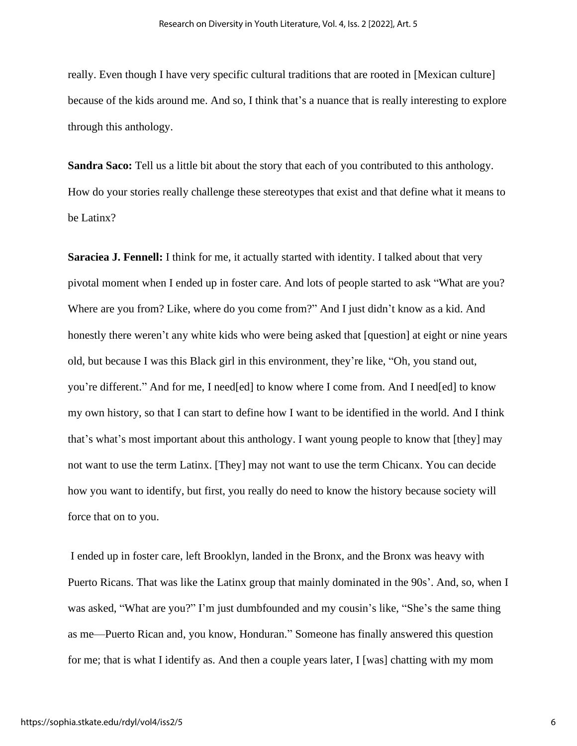really. Even though I have very specific cultural traditions that are rooted in [Mexican culture] because of the kids around me. And so, I think that's a nuance that is really interesting to explore through this anthology.

**Sandra Saco:** Tell us a little bit about the story that each of you contributed to this anthology. How do your stories really challenge these stereotypes that exist and that define what it means to be Latinx?

**Saraciea J. Fennell:** I think for me, it actually started with identity. I talked about that very pivotal moment when I ended up in foster care. And lots of people started to ask "What are you? Where are you from? Like, where do you come from?" And I just didn't know as a kid. And honestly there weren't any white kids who were being asked that [question] at eight or nine years old, but because I was this Black girl in this environment, they're like, "Oh, you stand out, you're different." And for me, I need[ed] to know where I come from. And I need[ed] to know my own history, so that I can start to define how I want to be identified in the world. And I think that's what's most important about this anthology. I want young people to know that [they] may not want to use the term Latinx. [They] may not want to use the term Chicanx. You can decide how you want to identify, but first, you really do need to know the history because society will force that on to you.

I ended up in foster care, left Brooklyn, landed in the Bronx, and the Bronx was heavy with Puerto Ricans. That was like the Latinx group that mainly dominated in the 90s'. And, so, when I was asked, "What are you?" I'm just dumbfounded and my cousin's like, "She's the same thing as me—Puerto Rican and, you know, Honduran." Someone has finally answered this question for me; that is what I identify as. And then a couple years later, I [was] chatting with my mom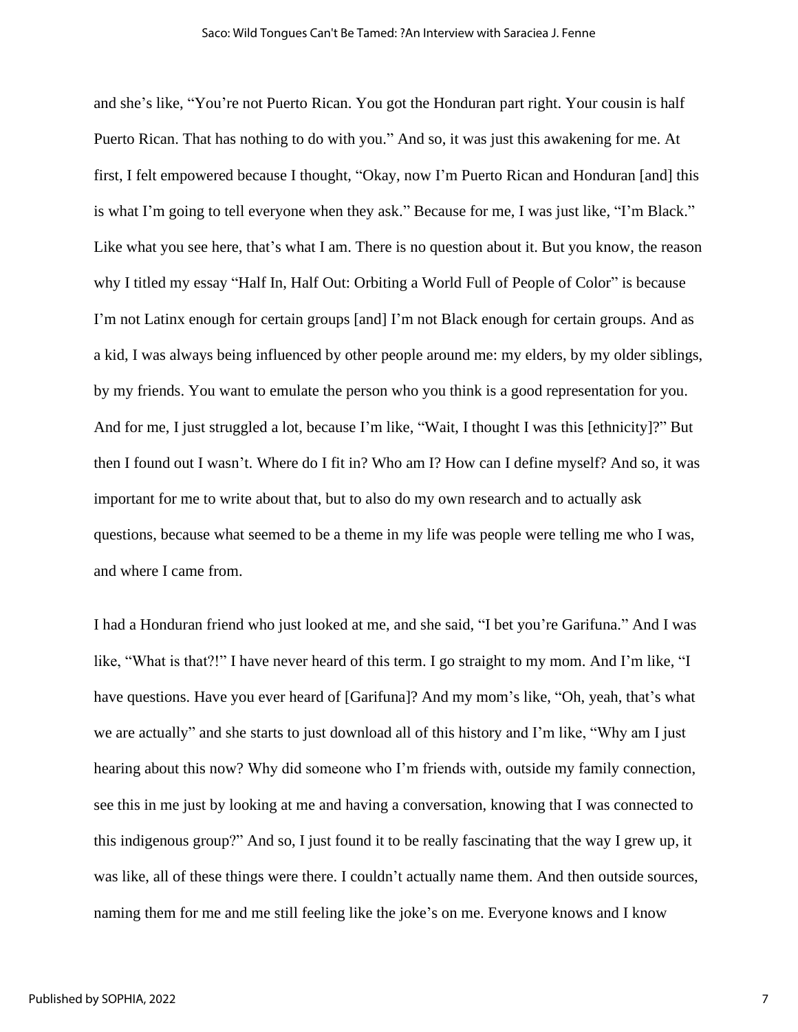and she's like, "You're not Puerto Rican. You got the Honduran part right. Your cousin is half Puerto Rican. That has nothing to do with you." And so, it was just this awakening for me. At first, I felt empowered because I thought, "Okay, now I'm Puerto Rican and Honduran [and] this is what I'm going to tell everyone when they ask." Because for me, I was just like, "I'm Black." Like what you see here, that's what I am. There is no question about it. But you know, the reason why I titled my essay "Half In, Half Out: Orbiting a World Full of People of Color" is because I'm not Latinx enough for certain groups [and] I'm not Black enough for certain groups. And as a kid, I was always being influenced by other people around me: my elders, by my older siblings, by my friends. You want to emulate the person who you think is a good representation for you. And for me, I just struggled a lot, because I'm like, "Wait, I thought I was this [ethnicity]?" But then I found out I wasn't. Where do I fit in? Who am I? How can I define myself? And so, it was important for me to write about that, but to also do my own research and to actually ask questions, because what seemed to be a theme in my life was people were telling me who I was, and where I came from.

I had a Honduran friend who just looked at me, and she said, "I bet you're Garifuna." And I was like, "What is that?!" I have never heard of this term. I go straight to my mom. And I'm like, "I have questions. Have you ever heard of [Garifuna]? And my mom's like, "Oh, yeah, that's what we are actually" and she starts to just download all of this history and I'm like, "Why am I just hearing about this now? Why did someone who I'm friends with, outside my family connection, see this in me just by looking at me and having a conversation, knowing that I was connected to this indigenous group?" And so, I just found it to be really fascinating that the way I grew up, it was like, all of these things were there. I couldn't actually name them. And then outside sources, naming them for me and me still feeling like the joke's on me. Everyone knows and I know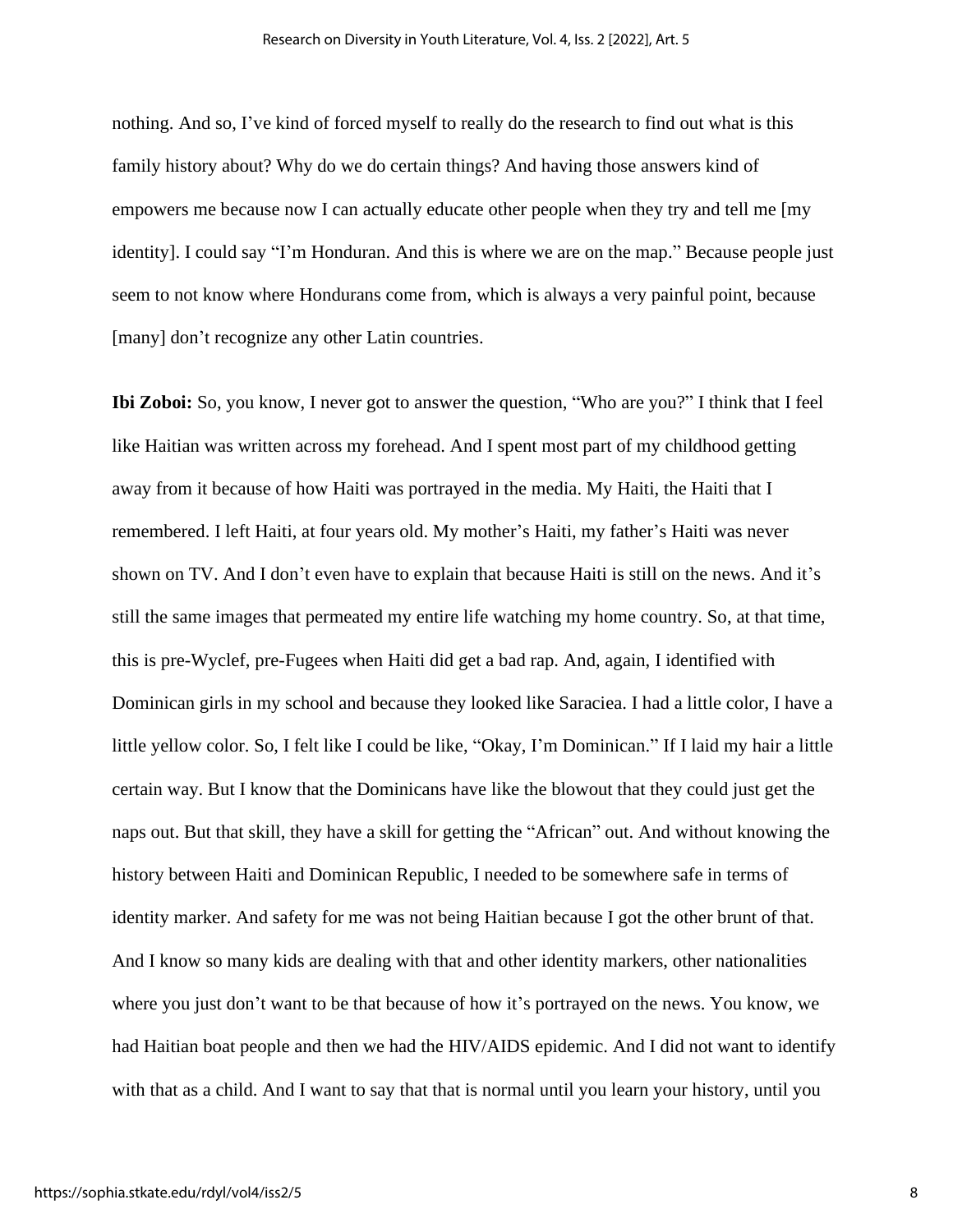nothing. And so, I've kind of forced myself to really do the research to find out what is this family history about? Why do we do certain things? And having those answers kind of empowers me because now I can actually educate other people when they try and tell me [my identity]. I could say "I'm Honduran. And this is where we are on the map." Because people just seem to not know where Hondurans come from, which is always a very painful point, because [many] don't recognize any other Latin countries.

**Ibi Zoboi:** So, you know, I never got to answer the question, "Who are you?" I think that I feel like Haitian was written across my forehead. And I spent most part of my childhood getting away from it because of how Haiti was portrayed in the media. My Haiti, the Haiti that I remembered. I left Haiti, at four years old. My mother's Haiti, my father's Haiti was never shown on TV. And I don't even have to explain that because Haiti is still on the news. And it's still the same images that permeated my entire life watching my home country. So, at that time, this is pre-Wyclef, pre-Fugees when Haiti did get a bad rap. And, again, I identified with Dominican girls in my school and because they looked like Saraciea. I had a little color, I have a little yellow color. So, I felt like I could be like, "Okay, I'm Dominican." If I laid my hair a little certain way. But I know that the Dominicans have like the blowout that they could just get the naps out. But that skill, they have a skill for getting the "African" out. And without knowing the history between Haiti and Dominican Republic, I needed to be somewhere safe in terms of identity marker. And safety for me was not being Haitian because I got the other brunt of that. And I know so many kids are dealing with that and other identity markers, other nationalities where you just don't want to be that because of how it's portrayed on the news. You know, we had Haitian boat people and then we had the HIV/AIDS epidemic. And I did not want to identify with that as a child. And I want to say that that is normal until you learn your history, until you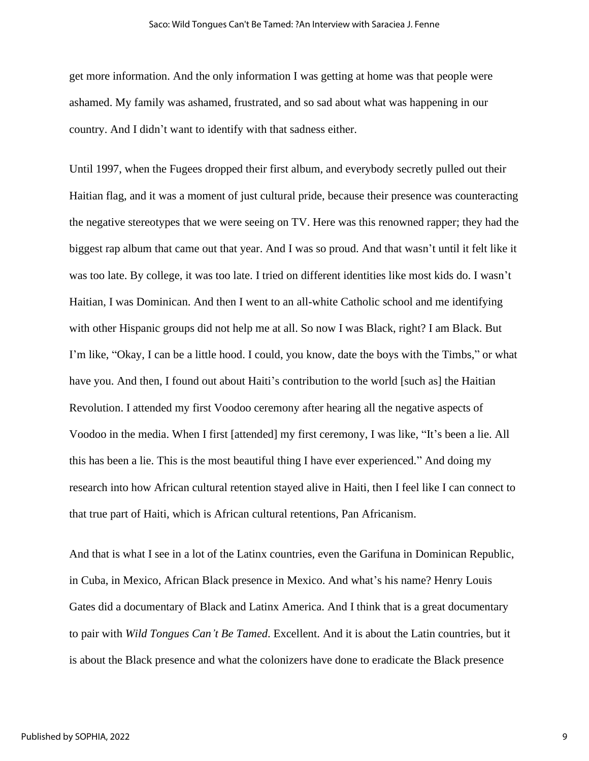get more information. And the only information I was getting at home was that people were ashamed. My family was ashamed, frustrated, and so sad about what was happening in our country. And I didn't want to identify with that sadness either.

Until 1997, when the Fugees dropped their first album, and everybody secretly pulled out their Haitian flag, and it was a moment of just cultural pride, because their presence was counteracting the negative stereotypes that we were seeing on TV. Here was this renowned rapper; they had the biggest rap album that came out that year. And I was so proud. And that wasn't until it felt like it was too late. By college, it was too late. I tried on different identities like most kids do. I wasn't Haitian, I was Dominican. And then I went to an all-white Catholic school and me identifying with other Hispanic groups did not help me at all. So now I was Black, right? I am Black. But I'm like, "Okay, I can be a little hood. I could, you know, date the boys with the Timbs," or what have you. And then, I found out about Haiti's contribution to the world [such as] the Haitian Revolution. I attended my first Voodoo ceremony after hearing all the negative aspects of Voodoo in the media. When I first [attended] my first ceremony, I was like, "It's been a lie. All this has been a lie. This is the most beautiful thing I have ever experienced." And doing my research into how African cultural retention stayed alive in Haiti, then I feel like I can connect to that true part of Haiti, which is African cultural retentions, Pan Africanism.

And that is what I see in a lot of the Latinx countries, even the Garifuna in Dominican Republic, in Cuba, in Mexico, African Black presence in Mexico. And what's his name? Henry Louis Gates did a documentary of Black and Latinx America. And I think that is a great documentary to pair with *Wild Tongues Can't Be Tamed*. Excellent. And it is about the Latin countries, but it is about the Black presence and what the colonizers have done to eradicate the Black presence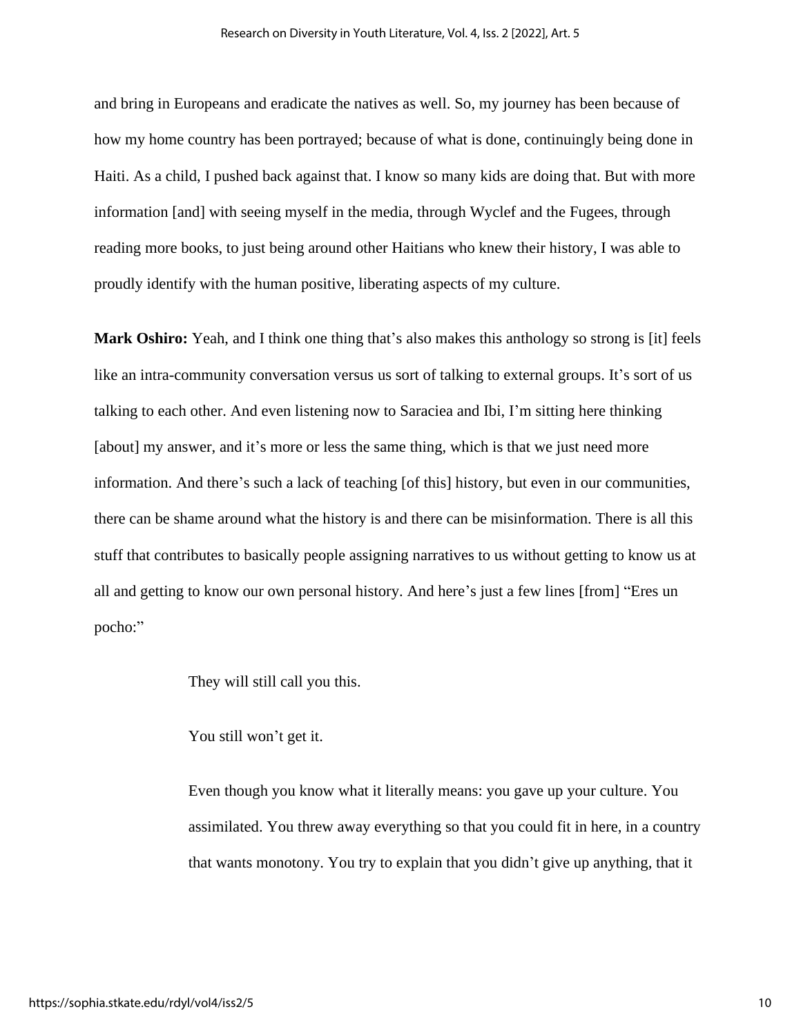and bring in Europeans and eradicate the natives as well. So, my journey has been because of how my home country has been portrayed; because of what is done, continuingly being done in Haiti. As a child, I pushed back against that. I know so many kids are doing that. But with more information [and] with seeing myself in the media, through Wyclef and the Fugees, through reading more books, to just being around other Haitians who knew their history, I was able to proudly identify with the human positive, liberating aspects of my culture.

**Mark Oshiro:** Yeah, and I think one thing that's also makes this anthology so strong is [it] feels like an intra-community conversation versus us sort of talking to external groups. It's sort of us talking to each other. And even listening now to Saraciea and Ibi, I'm sitting here thinking [about] my answer, and it's more or less the same thing, which is that we just need more information. And there's such a lack of teaching [of this] history, but even in our communities, there can be shame around what the history is and there can be misinformation. There is all this stuff that contributes to basically people assigning narratives to us without getting to know us at all and getting to know our own personal history. And here's just a few lines [from] "Eres un pocho:"

> They will still call you this.
>
> You still won't get it.
>
> Even though you know what it literally means: you gave up your culture. You assimilated. You threw away everything so that you could fit in here, in a country that wants monotony. You try to explain that you didn't give up anything, that it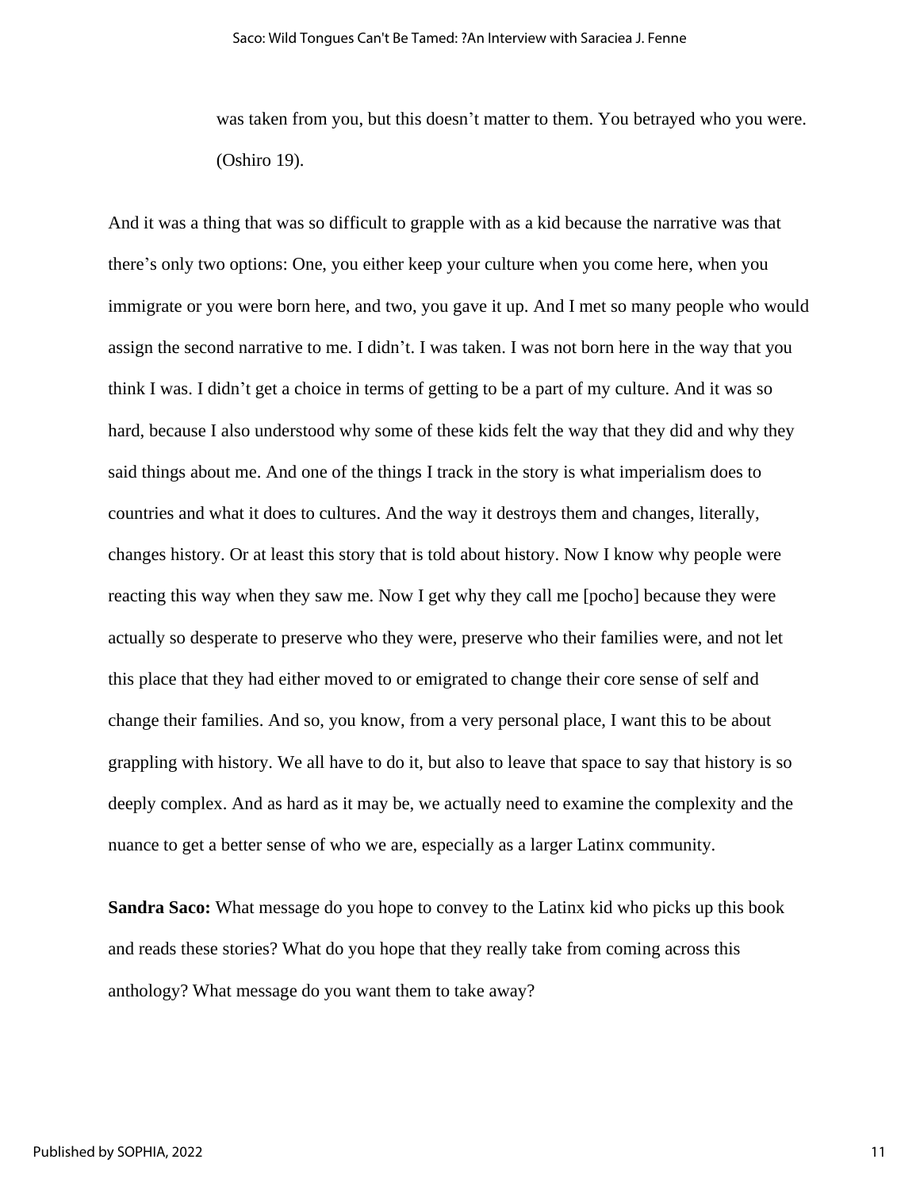> was taken from you, but this doesn't matter to them. You betrayed who you were. (Oshiro 19).

And it was a thing that was so difficult to grapple with as a kid because the narrative was that there's only two options: One, you either keep your culture when you come here, when you immigrate or you were born here, and two, you gave it up. And I met so many people who would assign the second narrative to me. I didn't. I was taken. I was not born here in the way that you think I was. I didn't get a choice in terms of getting to be a part of my culture. And it was so hard, because I also understood why some of these kids felt the way that they did and why they said things about me. And one of the things I track in the story is what imperialism does to countries and what it does to cultures. And the way it destroys them and changes, literally, changes history. Or at least this story that is told about history. Now I know why people were reacting this way when they saw me. Now I get why they call me [pocho] because they were actually so desperate to preserve who they were, preserve who their families were, and not let this place that they had either moved to or emigrated to change their core sense of self and change their families. And so, you know, from a very personal place, I want this to be about grappling with history. We all have to do it, but also to leave that space to say that history is so deeply complex. And as hard as it may be, we actually need to examine the complexity and the nuance to get a better sense of who we are, especially as a larger Latinx community.

**Sandra Saco:** What message do you hope to convey to the Latinx kid who picks up this book and reads these stories? What do you hope that they really take from coming across this anthology? What message do you want them to take away?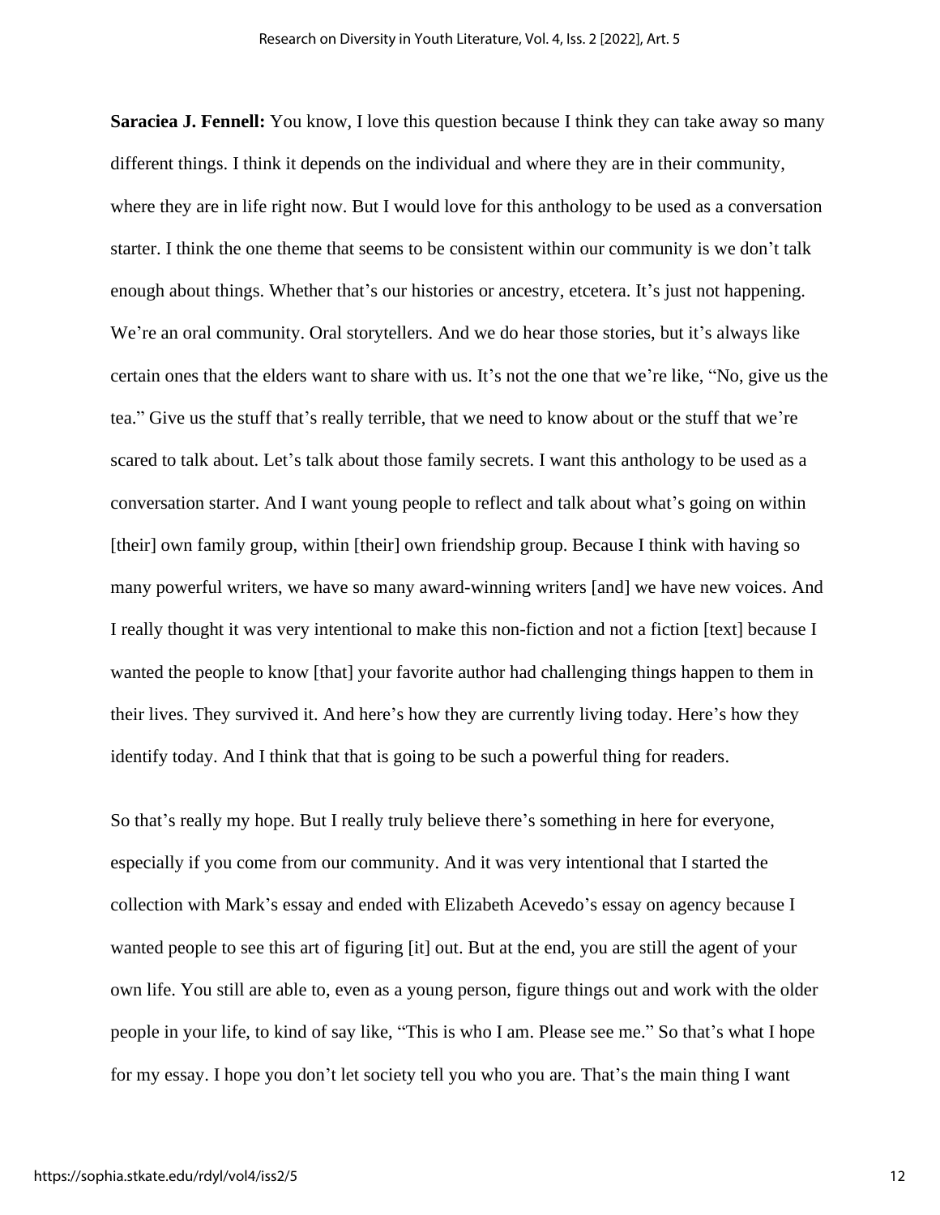**Saraciea J. Fennell:** You know, I love this question because I think they can take away so many different things. I think it depends on the individual and where they are in their community, where they are in life right now. But I would love for this anthology to be used as a conversation starter. I think the one theme that seems to be consistent within our community is we don't talk enough about things. Whether that's our histories or ancestry, etcetera. It's just not happening. We're an oral community. Oral storytellers. And we do hear those stories, but it's always like certain ones that the elders want to share with us. It's not the one that we're like, "No, give us the tea." Give us the stuff that's really terrible, that we need to know about or the stuff that we're scared to talk about. Let's talk about those family secrets. I want this anthology to be used as a conversation starter. And I want young people to reflect and talk about what's going on within [their] own family group, within [their] own friendship group. Because I think with having so many powerful writers, we have so many award-winning writers [and] we have new voices. And I really thought it was very intentional to make this non-fiction and not a fiction [text] because I wanted the people to know [that] your favorite author had challenging things happen to them in their lives. They survived it. And here's how they are currently living today. Here's how they identify today. And I think that that is going to be such a powerful thing for readers.

So that's really my hope. But I really truly believe there's something in here for everyone, especially if you come from our community. And it was very intentional that I started the collection with Mark's essay and ended with Elizabeth Acevedo's essay on agency because I wanted people to see this art of figuring [it] out. But at the end, you are still the agent of your own life. You still are able to, even as a young person, figure things out and work with the older people in your life, to kind of say like, "This is who I am. Please see me." So that's what I hope for my essay. I hope you don't let society tell you who you are. That's the main thing I want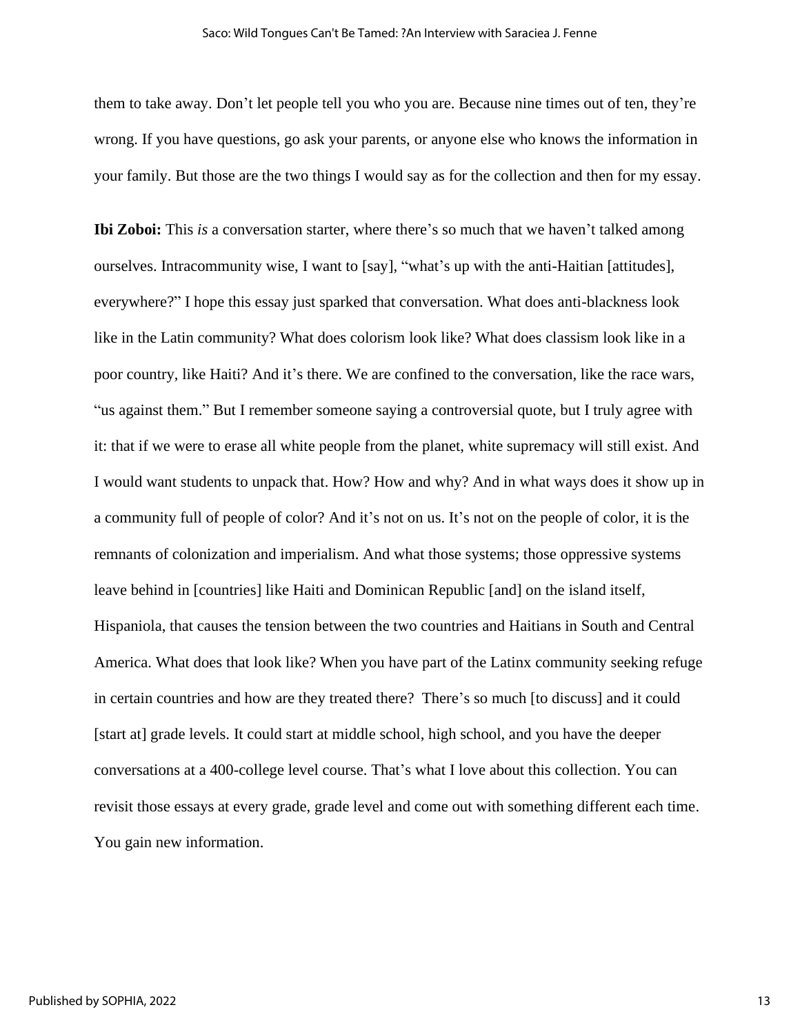them to take away. Don't let people tell you who you are. Because nine times out of ten, they're wrong. If you have questions, go ask your parents, or anyone else who knows the information in your family. But those are the two things I would say as for the collection and then for my essay.

**Ibi Zoboi:** This *is* a conversation starter, where there's so much that we haven't talked among ourselves. Intracommunity wise, I want to [say], "what's up with the anti-Haitian [attitudes], everywhere?" I hope this essay just sparked that conversation. What does anti-blackness look like in the Latin community? What does colorism look like? What does classism look like in a poor country, like Haiti? And it's there. We are confined to the conversation, like the race wars, "us against them." But I remember someone saying a controversial quote, but I truly agree with it: that if we were to erase all white people from the planet, white supremacy will still exist. And I would want students to unpack that. How? How and why? And in what ways does it show up in a community full of people of color? And it's not on us. It's not on the people of color, it is the remnants of colonization and imperialism. And what those systems; those oppressive systems leave behind in [countries] like Haiti and Dominican Republic [and] on the island itself, Hispaniola, that causes the tension between the two countries and Haitians in South and Central America. What does that look like? When you have part of the Latinx community seeking refuge in certain countries and how are they treated there? There's so much [to discuss] and it could [start at] grade levels. It could start at middle school, high school, and you have the deeper conversations at a 400-college level course. That's what I love about this collection. You can revisit those essays at every grade, grade level and come out with something different each time. You gain new information.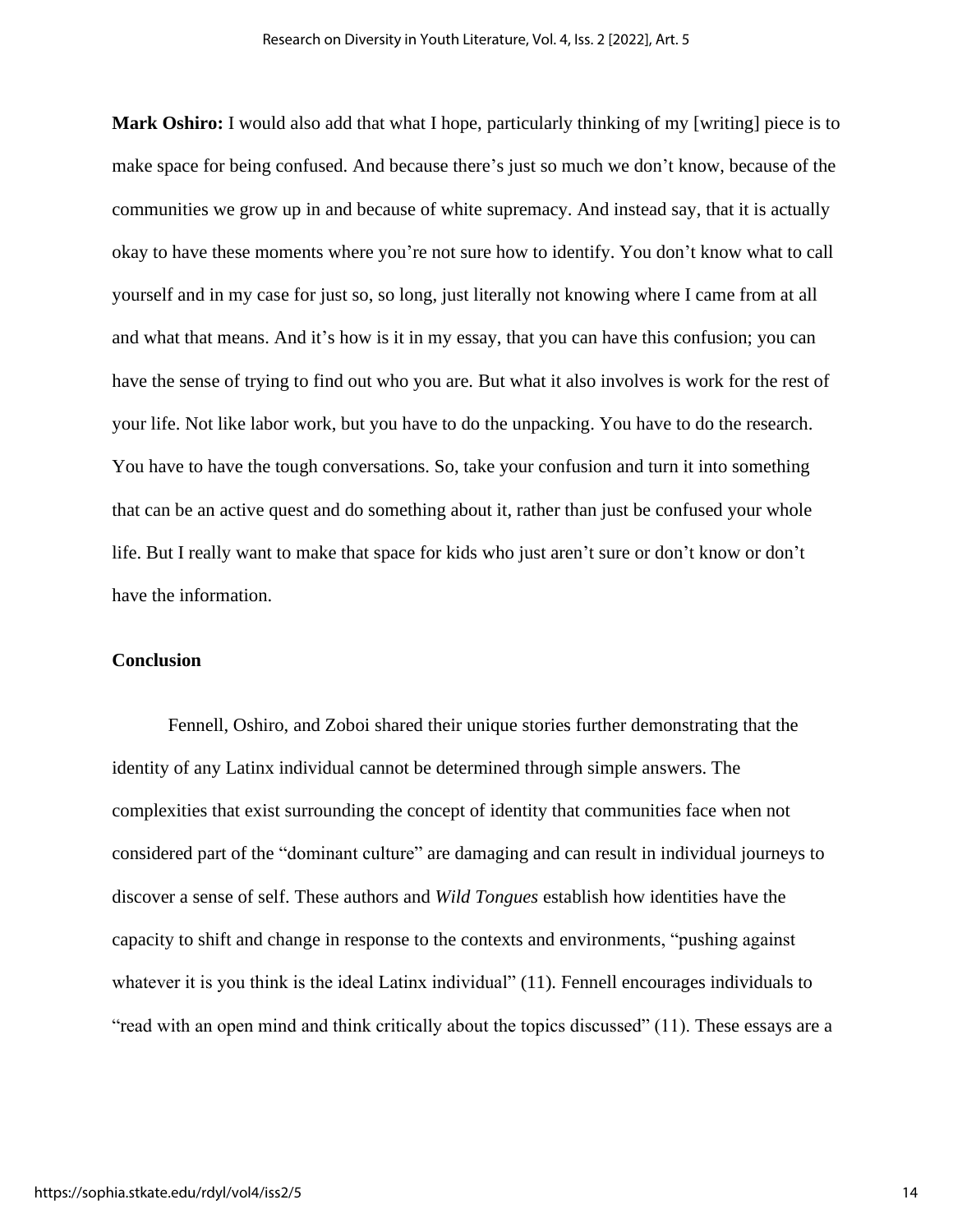**Mark Oshiro:** I would also add that what I hope, particularly thinking of my [writing] piece is to make space for being confused. And because there's just so much we don't know, because of the communities we grow up in and because of white supremacy. And instead say, that it is actually okay to have these moments where you're not sure how to identify. You don't know what to call yourself and in my case for just so, so long, just literally not knowing where I came from at all and what that means. And it's how is it in my essay, that you can have this confusion; you can have the sense of trying to find out who you are. But what it also involves is work for the rest of your life. Not like labor work, but you have to do the unpacking. You have to do the research. You have to have the tough conversations. So, take your confusion and turn it into something that can be an active quest and do something about it, rather than just be confused your whole life. But I really want to make that space for kids who just aren't sure or don't know or don't have the information.

## Conclusion

Fennell, Oshiro, and Zoboi shared their unique stories further demonstrating that the identity of any Latinx individual cannot be determined through simple answers. The complexities that exist surrounding the concept of identity that communities face when not considered part of the "dominant culture" are damaging and can result in individual journeys to discover a sense of self. These authors and *Wild Tongues* establish how identities have the capacity to shift and change in response to the contexts and environments, "pushing against whatever it is you think is the ideal Latinx individual" (11). Fennell encourages individuals to "read with an open mind and think critically about the topics discussed" (11). These essays are a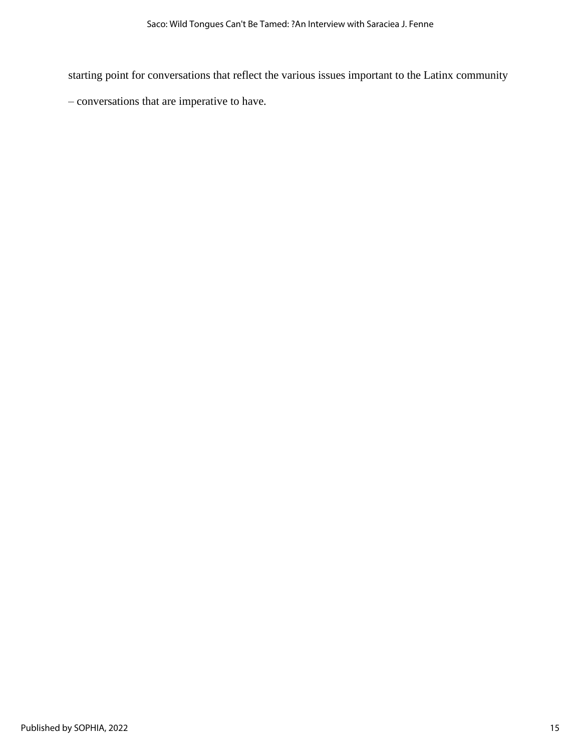starting point for conversations that reflect the various issues important to the Latinx community – conversations that are imperative to have.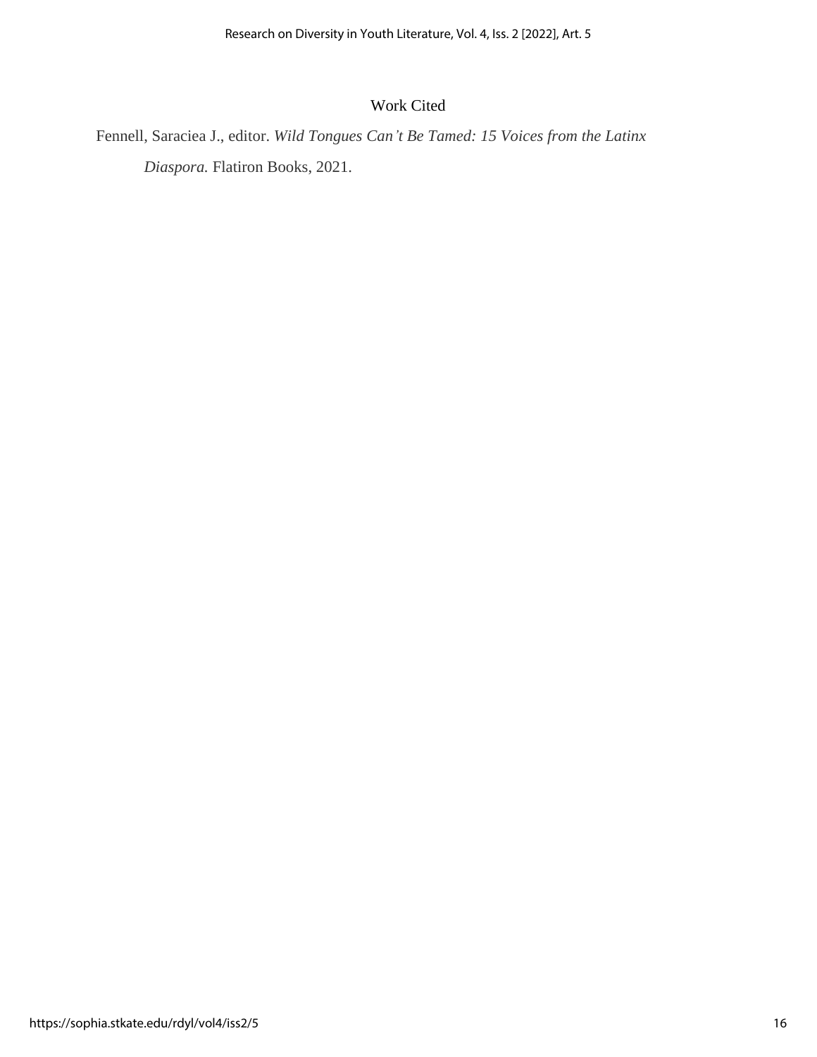## Work Cited

Fennell, Saraciea J., editor. *Wild Tongues Can't Be Tamed: 15 Voices from the Latinx Diaspora.* Flatiron Books, 2021.